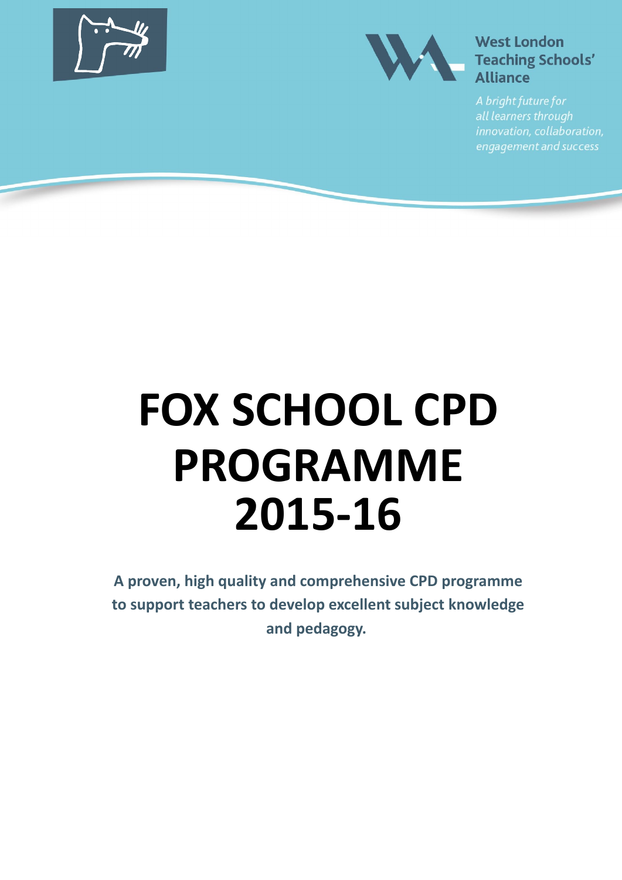West London Teaching Schools' Alliance

*A bright future for all learners through innovation, collaboration, engagement and success*

# FOX SCHOOL CPD PROGRAMME 2015-16

**A proven, high quality and comprehensive CPD programme to support teachers to develop excellent subject knowledge and pedagogy.**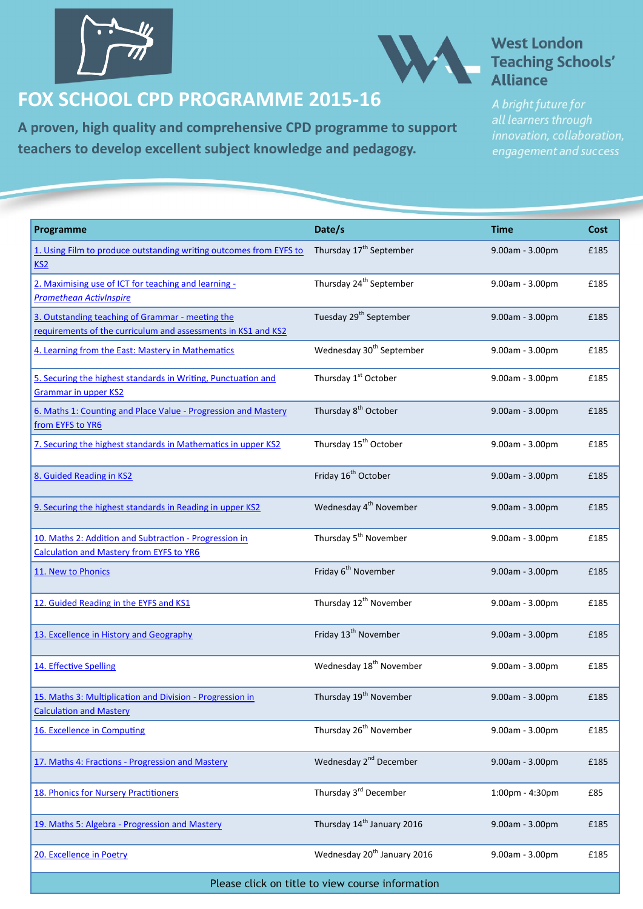# FOX SCHOOL CPD PROGRAMME 2015-16

**A proven, high quality and comprehensive CPD programme to support teachers to develop excellent subject knowledge and pedagogy.**

**West London Teaching Schools' Alliance**

*A bright future for all learners through innovation, collaboration, engagement and success*

| Programme | Date/s | Time | Cost |
|---|---|---|---|
| 1. Using Film to produce outstanding writing outcomes from EYFS to KS2 | Thursday 17th September | 9.00am - 3.00pm | £185 |
| 2. Maximising use of ICT for teaching and learning - *Promethean ActivInspire* | Thursday 24th September | 9.00am - 3.00pm | £185 |
| 3. Outstanding teaching of Grammar - meeting the requirements of the curriculum and assessments in KS1 and KS2 | Tuesday 29th September | 9.00am - 3.00pm | £185 |
| 4. Learning from the East: Mastery in Mathematics | Wednesday 30th September | 9.00am - 3.00pm | £185 |
| 5. Securing the highest standards in Writing, Punctuation and Grammar in upper KS2 | Thursday 1st October | 9.00am - 3.00pm | £185 |
| 6. Maths 1: Counting and Place Value - Progression and Mastery from EYFS to YR6 | Thursday 8th October | 9.00am - 3.00pm | £185 |
| 7. Securing the highest standards in Mathematics in upper KS2 | Thursday 15th October | 9.00am - 3.00pm | £185 |
| 8. Guided Reading in KS2 | Friday 16th October | 9.00am - 3.00pm | £185 |
| 9. Securing the highest standards in Reading in upper KS2 | Wednesday 4th November | 9.00am - 3.00pm | £185 |
| 10. Maths 2: Addition and Subtraction - Progression in Calculation and Mastery from EYFS to YR6 | Thursday 5th November | 9.00am - 3.00pm | £185 |
| 11. New to Phonics | Friday 6th November | 9.00am - 3.00pm | £185 |
| 12. Guided Reading in the EYFS and KS1 | Thursday 12th November | 9.00am - 3.00pm | £185 |
| 13. Excellence in History and Geography | Friday 13th November | 9.00am - 3.00pm | £185 |
| 14. Effective Spelling | Wednesday 18th November | 9.00am - 3.00pm | £185 |
| 15. Maths 3: Multiplication and Division - Progression in Calculation and Mastery | Thursday 19th November | 9.00am - 3.00pm | £185 |
| 16. Excellence in Computing | Thursday 26th November | 9.00am - 3.00pm | £185 |
| 17. Maths 4: Fractions - Progression and Mastery | Wednesday 2nd December | 9.00am - 3.00pm | £185 |
| 18. Phonics for Nursery Practitioners | Thursday 3rd December | 1:00pm - 4:30pm | £85 |
| 19. Maths 5: Algebra - Progression and Mastery | Thursday 14th January 2016 | 9.00am - 3.00pm | £185 |
| 20. Excellence in Poetry | Wednesday 20th January 2016 | 9.00am - 3.00pm | £185 |

Please click on title to view course information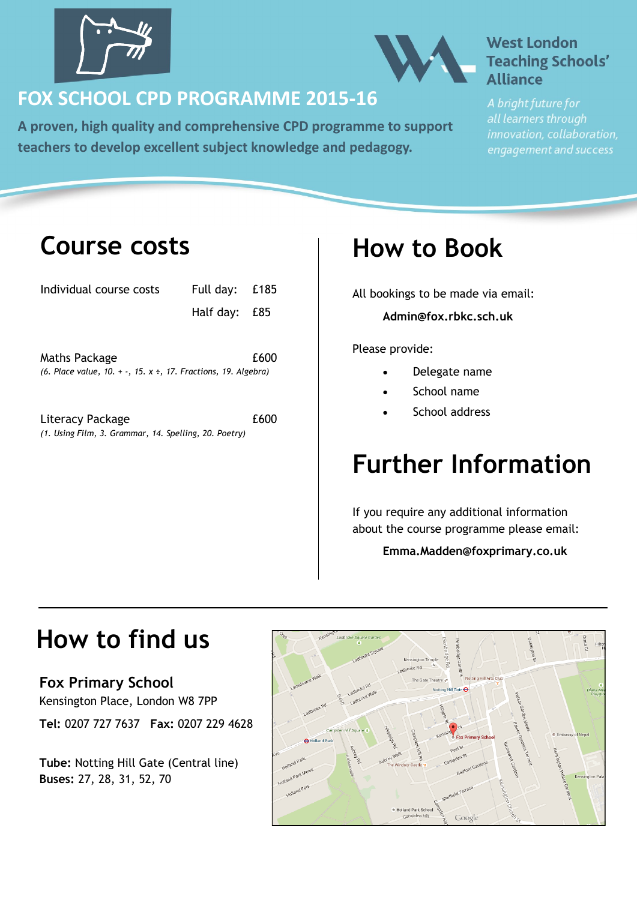# FOX SCHOOL CPD PROGRAMME 2015-16

**A proven, high quality and comprehensive CPD programme to support teachers to develop excellent subject knowledge and pedagogy.**

**West London Teaching Schools' Alliance**

*A bright future for all learners through innovation, collaboration, engagement and success*

## Course costs

| | | |
|---|---|---|
| Individual course costs | Full day: | £185 |
| | Half day: | £85 |

Maths Package £600
*(6. Place value, 10. + -, 15. x ÷, 17. Fractions, 19. Algebra)*

Literacy Package £600
*(1. Using Film, 3. Grammar, 14. Spelling, 20. Poetry)*

## How to Book

All bookings to be made via email:

**Admin@fox.rbkc.sch.uk**

Please provide:

- Delegate name
- School name
- School address

## Further Information

If you require any additional information about the course programme please email:

**Emma.Madden@foxprimary.co.uk**

## How to find us

**Fox Primary School**
Kensington Place, London W8 7PP

**Tel:** 0207 727 7637 **Fax:** 0207 229 4628

**Tube:** Notting Hill Gate (Central line)
**Buses:** 27, 28, 31, 52, 70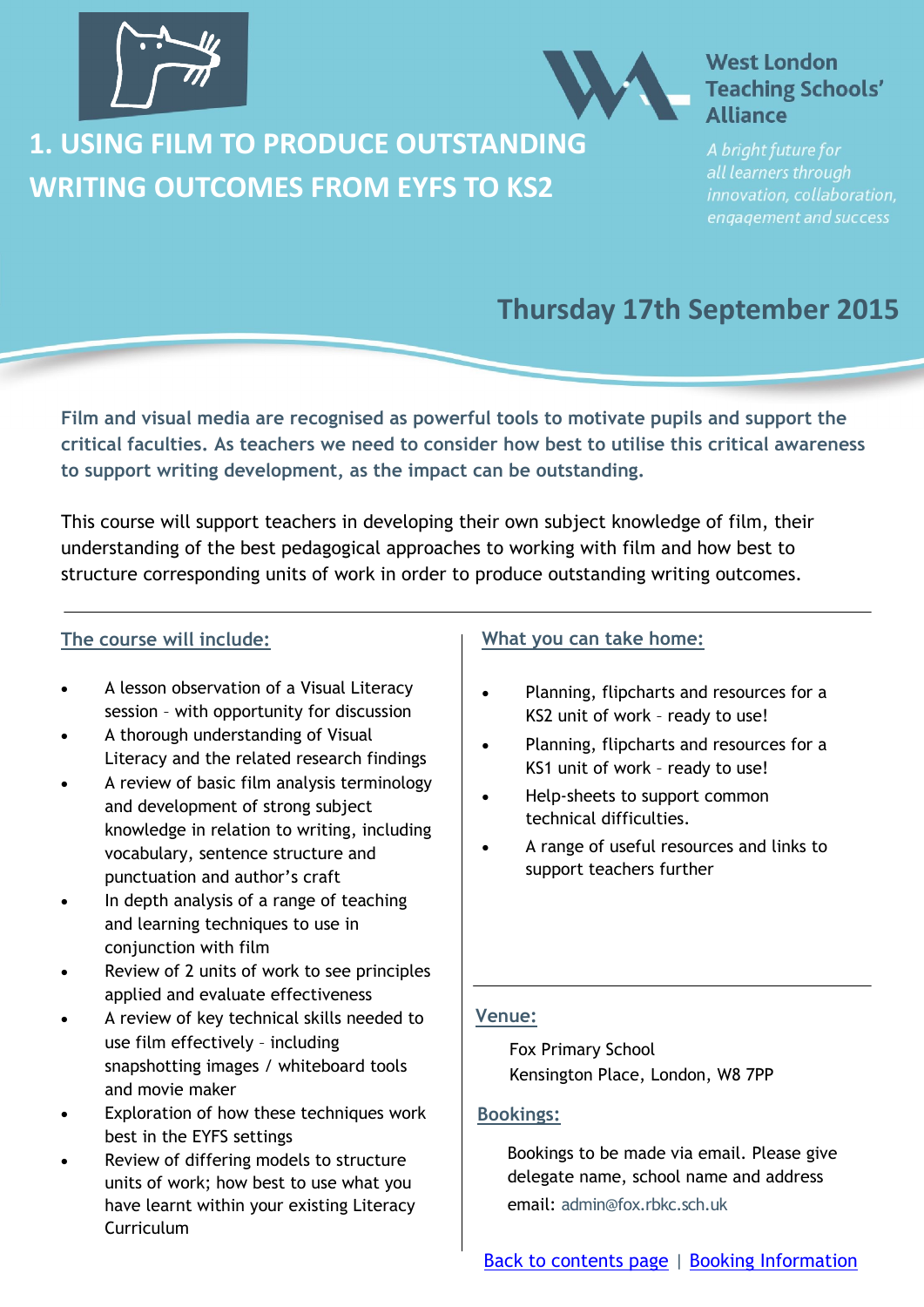# 1. USING FILM TO PRODUCE OUTSTANDING WRITING OUTCOMES FROM EYFS TO KS2

**West London Teaching Schools' Alliance**

*A bright future for all learners through innovation, collaboration, engagement and success*

## Thursday 17th September 2015

**Film and visual media are recognised as powerful tools to motivate pupils and support the critical faculties. As teachers we need to consider how best to utilise this critical awareness to support writing development, as the impact can be outstanding.**

This course will support teachers in developing their own subject knowledge of film, their understanding of the best pedagogical approaches to working with film and how best to structure corresponding units of work in order to produce outstanding writing outcomes.

### The course will include:

- A lesson observation of a Visual Literacy session – with opportunity for discussion
- A thorough understanding of Visual Literacy and the related research findings
- A review of basic film analysis terminology and development of strong subject knowledge in relation to writing, including vocabulary, sentence structure and punctuation and author's craft
- In depth analysis of a range of teaching and learning techniques to use in conjunction with film
- Review of 2 units of work to see principles applied and evaluate effectiveness
- A review of key technical skills needed to use film effectively – including snapshotting images / whiteboard tools and movie maker
- Exploration of how these techniques work best in the EYFS settings
- Review of differing models to structure units of work; how best to use what you have learnt within your existing Literacy Curriculum

### What you can take home:

- Planning, flipcharts and resources for a KS2 unit of work – ready to use!
- Planning, flipcharts and resources for a KS1 unit of work – ready to use!
- Help-sheets to support common technical difficulties.
- A range of useful resources and links to support teachers further

### Venue:

Fox Primary School
Kensington Place, London, W8 7PP

### Bookings:

Bookings to be made via email. Please give delegate name, school name and address
email: admin@fox.rbkc.sch.uk

Back to contents page | Booking Information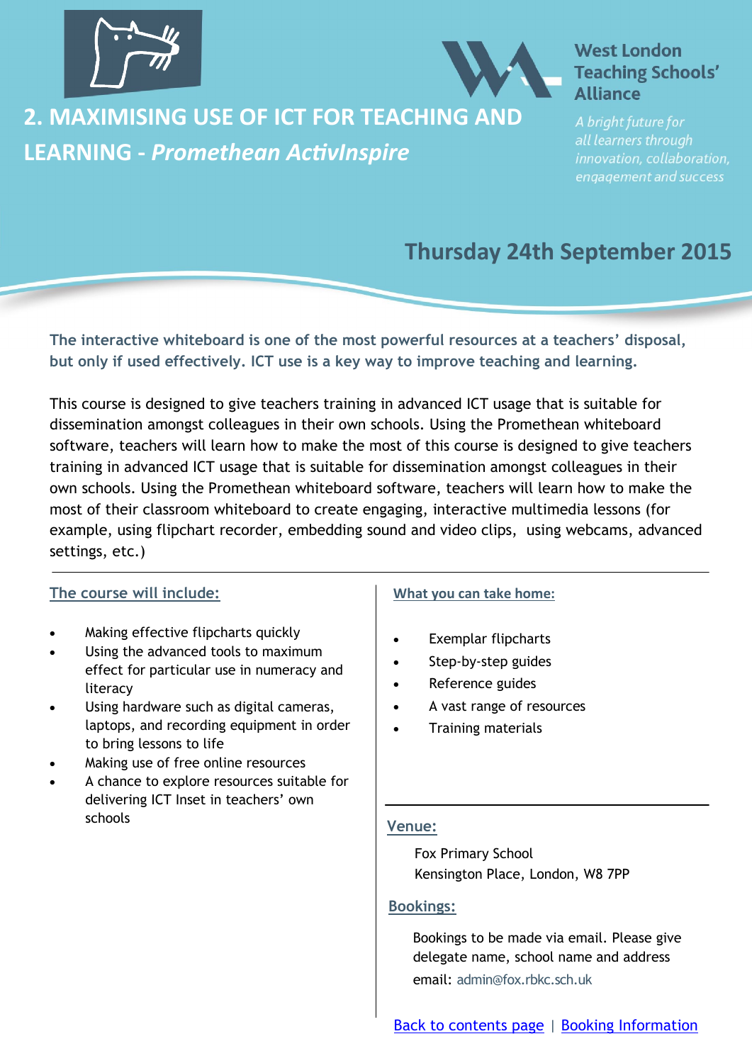# 2. MAXIMISING USE OF ICT FOR TEACHING AND LEARNING - *Promethean ActivInspire*

**West London Teaching Schools' Alliance**

*A bright future for all learners through innovation, collaboration, engagement and success*

## Thursday 24th September 2015

**The interactive whiteboard is one of the most powerful resources at a teachers' disposal, but only if used effectively. ICT use is a key way to improve teaching and learning.**

This course is designed to give teachers training in advanced ICT usage that is suitable for dissemination amongst colleagues in their own schools. Using the Promethean whiteboard software, teachers will learn how to make the most of this course is designed to give teachers training in advanced ICT usage that is suitable for dissemination amongst colleagues in their own schools. Using the Promethean whiteboard software, teachers will learn how to make the most of their classroom whiteboard to create engaging, interactive multimedia lessons (for example, using flipchart recorder, embedding sound and video clips, using webcams, advanced settings, etc.)

### The course will include:

- Making effective flipcharts quickly
- Using the advanced tools to maximum effect for particular use in numeracy and literacy
- Using hardware such as digital cameras, laptops, and recording equipment in order to bring lessons to life
- Making use of free online resources
- A chance to explore resources suitable for delivering ICT Inset in teachers' own schools

### What you can take home:

- Exemplar flipcharts
- Step-by-step guides
- Reference guides
- A vast range of resources
- Training materials

### Venue:

Fox Primary School
Kensington Place, London, W8 7PP

### Bookings:

Bookings to be made via email. Please give delegate name, school name and address
email: admin@fox.rbkc.sch.uk

Back to contents page | Booking Information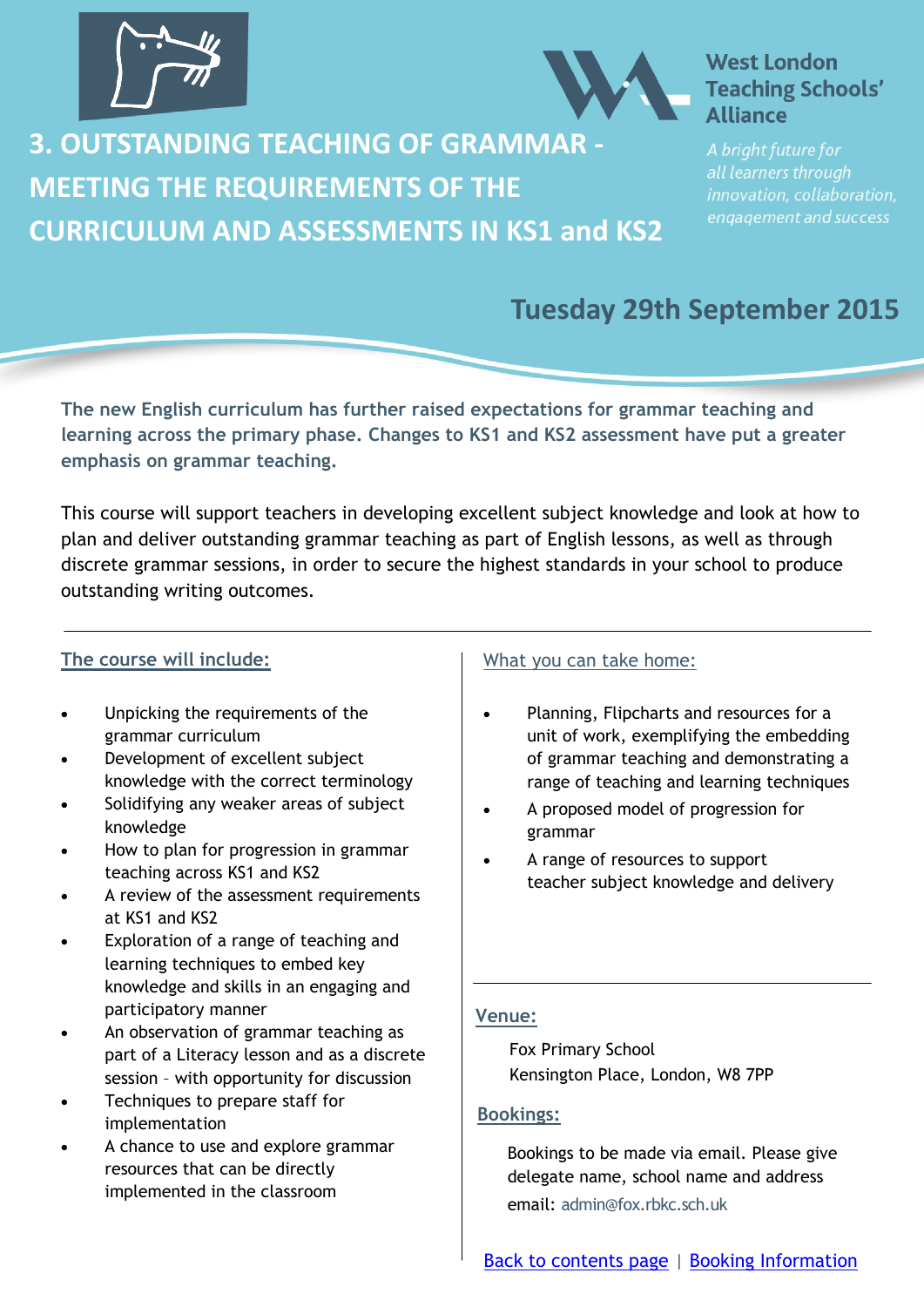West London Teaching Schools' Alliance

*A bright future for all learners through innovation, collaboration, engagement and success*

# 3. OUTSTANDING TEACHING OF GRAMMAR - MEETING THE REQUIREMENTS OF THE CURRICULUM AND ASSESSMENTS IN KS1 and KS2

## Tuesday 29th September 2015

**The new English curriculum has further raised expectations for grammar teaching and learning across the primary phase. Changes to KS1 and KS2 assessment have put a greater emphasis on grammar teaching.**

This course will support teachers in developing excellent subject knowledge and look at how to plan and deliver outstanding grammar teaching as part of English lessons, as well as through discrete grammar sessions, in order to secure the highest standards in your school to produce outstanding writing outcomes.

### The course will include:

- Unpicking the requirements of the grammar curriculum
- Development of excellent subject knowledge with the correct terminology
- Solidifying any weaker areas of subject knowledge
- How to plan for progression in grammar teaching across KS1 and KS2
- A review of the assessment requirements at KS1 and KS2
- Exploration of a range of teaching and learning techniques to embed key knowledge and skills in an engaging and participatory manner
- An observation of grammar teaching as part of a Literacy lesson and as a discrete session – with opportunity for discussion
- Techniques to prepare staff for implementation
- A chance to use and explore grammar resources that can be directly implemented in the classroom

### What you can take home:

- Planning, Flipcharts and resources for a unit of work, exemplifying the embedding of grammar teaching and demonstrating a range of teaching and learning techniques
- A proposed model of progression for grammar
- A range of resources to support teacher subject knowledge and delivery

### Venue:

Fox Primary School
Kensington Place, London, W8 7PP

### Bookings:

Bookings to be made via email. Please give delegate name, school name and address

email: admin@fox.rbkc.sch.uk

Back to contents page | Booking Information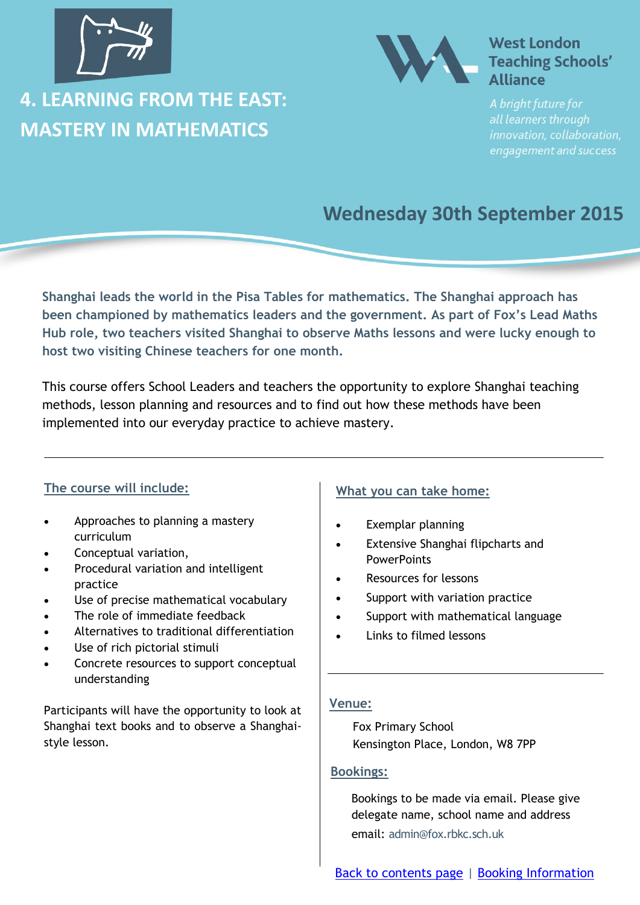# 4. LEARNING FROM THE EAST: MASTERY IN MATHEMATICS

West London Teaching Schools' Alliance

*A bright future for all learners through innovation, collaboration, engagement and success*

## Wednesday 30th September 2015

**Shanghai leads the world in the Pisa Tables for mathematics. The Shanghai approach has been championed by mathematics leaders and the government. As part of Fox's Lead Maths Hub role, two teachers visited Shanghai to observe Maths lessons and were lucky enough to host two visiting Chinese teachers for one month.**

This course offers School Leaders and teachers the opportunity to explore Shanghai teaching methods, lesson planning and resources and to find out how these methods have been implemented into our everyday practice to achieve mastery.

---

### The course will include:

- Approaches to planning a mastery curriculum
- Conceptual variation,
- Procedural variation and intelligent practice
- Use of precise mathematical vocabulary
- The role of immediate feedback
- Alternatives to traditional differentiation
- Use of rich pictorial stimuli
- Concrete resources to support conceptual understanding

Participants will have the opportunity to look at Shanghai text books and to observe a Shanghai-style lesson.

### What you can take home:

- Exemplar planning
- Extensive Shanghai flipcharts and PowerPoints
- Resources for lessons
- Support with variation practice
- Support with mathematical language
- Links to filmed lessons

---

### Venue:

Fox Primary School
Kensington Place, London, W8 7PP

### Bookings:

Bookings to be made via email. Please give delegate name, school name and address
email: admin@fox.rbkc.sch.uk

Back to contents page | Booking Information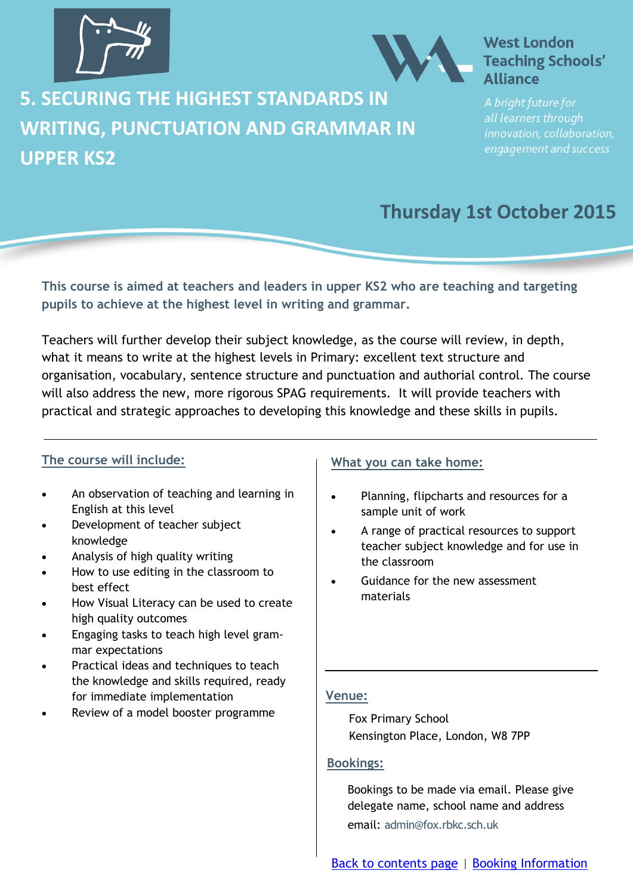West London Teaching Schools' Alliance

*A bright future for all learners through innovation, collaboration, engagement and success*

# 5. SECURING THE HIGHEST STANDARDS IN WRITING, PUNCTUATION AND GRAMMAR IN UPPER KS2

## Thursday 1st October 2015

**This course is aimed at teachers and leaders in upper KS2 who are teaching and targeting pupils to achieve at the highest level in writing and grammar.**

Teachers will further develop their subject knowledge, as the course will review, in depth, what it means to write at the highest levels in Primary: excellent text structure and organisation, vocabulary, sentence structure and punctuation and authorial control. The course will also address the new, more rigorous SPAG requirements. It will provide teachers with practical and strategic approaches to developing this knowledge and these skills in pupils.

### The course will include:

- An observation of teaching and learning in English at this level
- Development of teacher subject knowledge
- Analysis of high quality writing
- How to use editing in the classroom to best effect
- How Visual Literacy can be used to create high quality outcomes
- Engaging tasks to teach high level grammar expectations
- Practical ideas and techniques to teach the knowledge and skills required, ready for immediate implementation
- Review of a model booster programme

### What you can take home:

- Planning, flipcharts and resources for a sample unit of work
- A range of practical resources to support teacher subject knowledge and for use in the classroom
- Guidance for the new assessment materials

### Venue:

Fox Primary School
Kensington Place, London, W8 7PP

### Bookings:

Bookings to be made via email. Please give delegate name, school name and address
email: admin@fox.rbkc.sch.uk

Back to contents page | Booking Information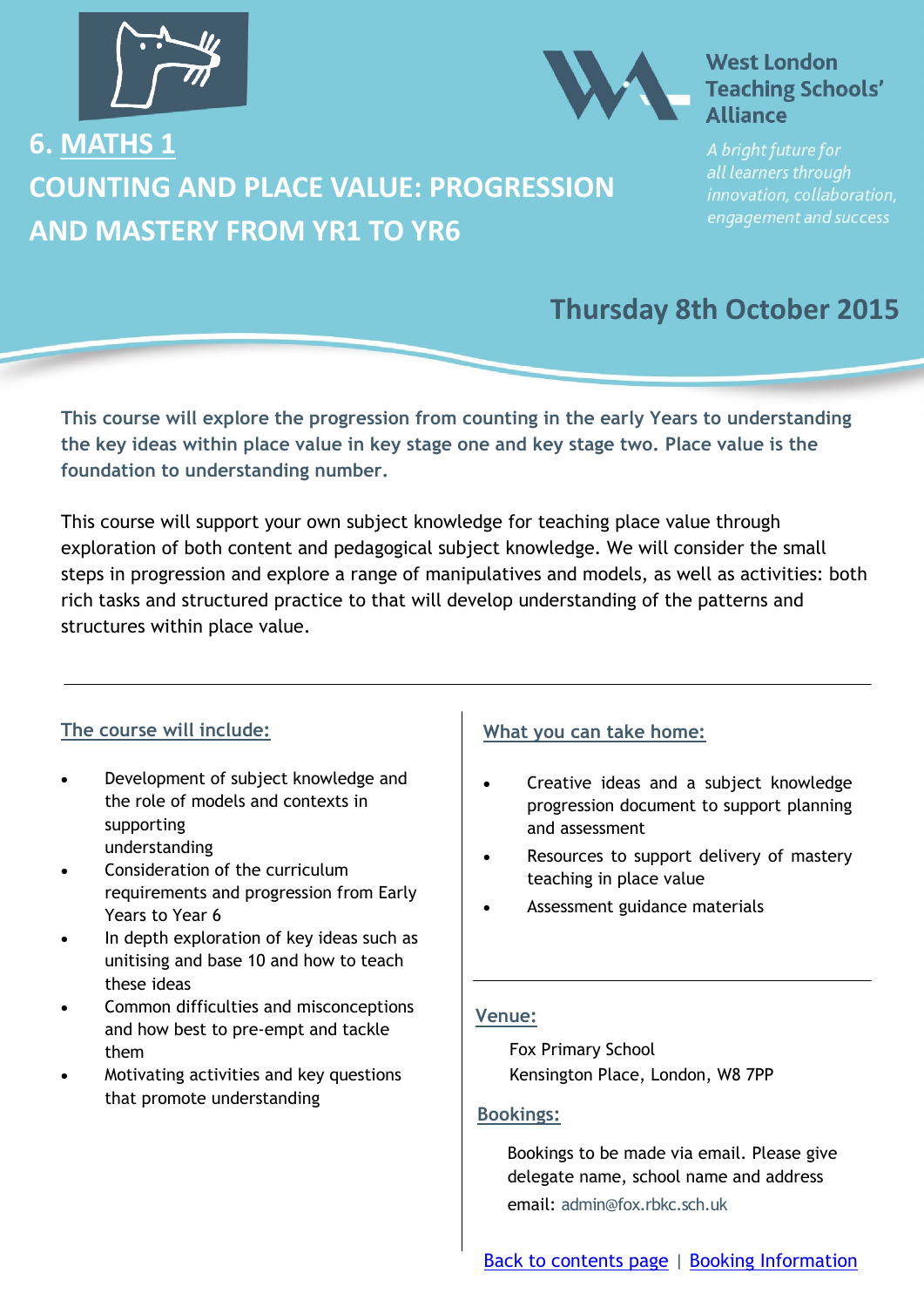# 6. MATHS 1

# COUNTING AND PLACE VALUE: PROGRESSION AND MASTERY FROM YR1 TO YR6

West London Teaching Schools' Alliance

*A bright future for all learners through innovation, collaboration, engagement and success*

## Thursday 8th October 2015

**This course will explore the progression from counting in the early Years to understanding the key ideas within place value in key stage one and key stage two. Place value is the foundation to understanding number.**

This course will support your own subject knowledge for teaching place value through exploration of both content and pedagogical subject knowledge. We will consider the small steps in progression and explore a range of manipulatives and models, as well as activities: both rich tasks and structured practice to that will develop understanding of the patterns and structures within place value.

---

### The course will include:

- Development of subject knowledge and the role of models and contexts in supporting understanding
- Consideration of the curriculum requirements and progression from Early Years to Year 6
- In depth exploration of key ideas such as unitising and base 10 and how to teach these ideas
- Common difficulties and misconceptions and how best to pre-empt and tackle them
- Motivating activities and key questions that promote understanding

### What you can take home:

- Creative ideas and a subject knowledge progression document to support planning and assessment
- Resources to support delivery of mastery teaching in place value
- Assessment guidance materials

---

### Venue:

Fox Primary School
Kensington Place, London, W8 7PP

### Bookings:

Bookings to be made via email. Please give delegate name, school name and address
email: admin@fox.rbkc.sch.uk

Back to contents page | Booking Information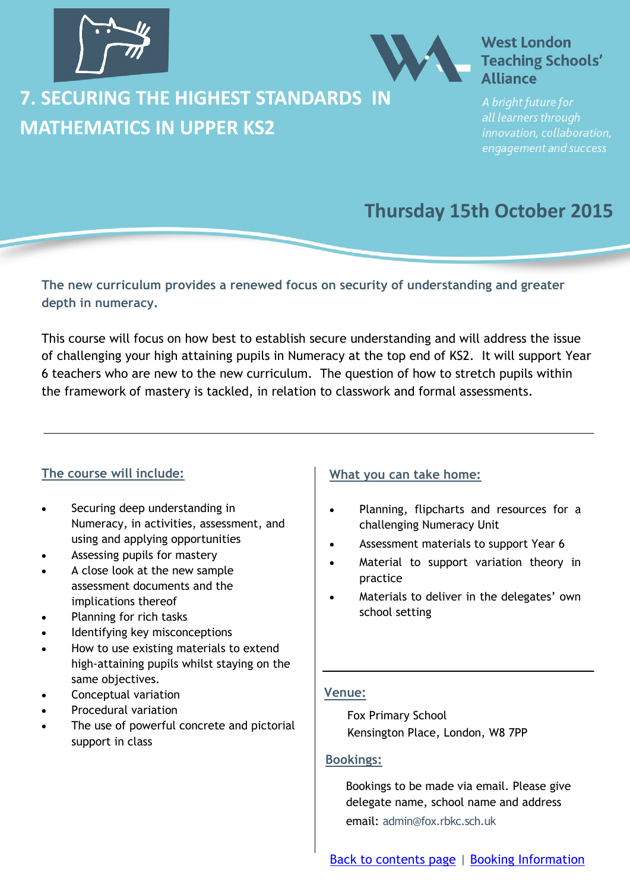# 7. SECURING THE HIGHEST STANDARDS IN MATHEMATICS IN UPPER KS2

West London Teaching Schools' Alliance

*A bright future for all learners through innovation, collaboration, engagement and success*

## Thursday 15th October 2015

**The new curriculum provides a renewed focus on security of understanding and greater depth in numeracy.**

This course will focus on how best to establish secure understanding and will address the issue of challenging your high attaining pupils in Numeracy at the top end of KS2. It will support Year 6 teachers who are new to the new curriculum. The question of how to stretch pupils within the framework of mastery is tackled, in relation to classwork and formal assessments.

---

### The course will include:

- Securing deep understanding in Numeracy, in activities, assessment, and using and applying opportunities
- Assessing pupils for mastery
- A close look at the new sample assessment documents and the implications thereof
- Planning for rich tasks
- Identifying key misconceptions
- How to use existing materials to extend high-attaining pupils whilst staying on the same objectives.
- Conceptual variation
- Procedural variation
- The use of powerful concrete and pictorial support in class

### What you can take home:

- Planning, flipcharts and resources for a challenging Numeracy Unit
- Assessment materials to support Year 6
- Material to support variation theory in practice
- Materials to deliver in the delegates' own school setting

### Venue:

Fox Primary School
Kensington Place, London, W8 7PP

### Bookings:

Bookings to be made via email. Please give delegate name, school name and address
email: admin@fox.rbkc.sch.uk

Back to contents page | Booking Information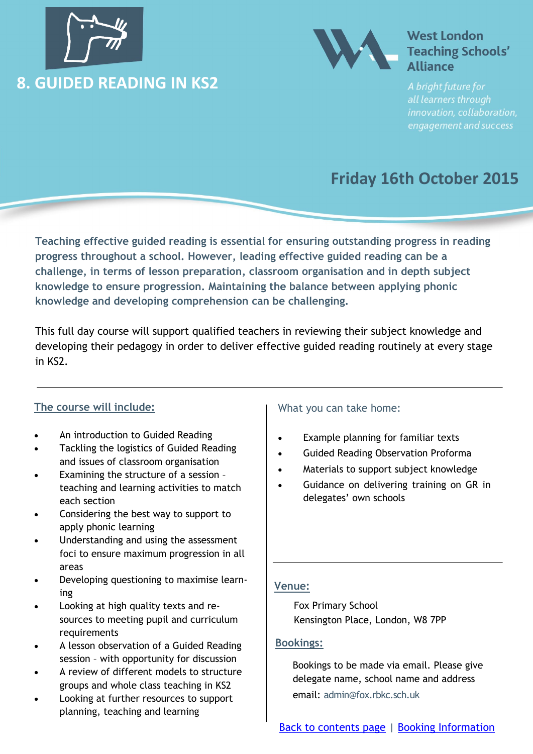# 8. GUIDED READING IN KS2

West London Teaching Schools' Alliance

*A bright future for all learners through innovation, collaboration, engagement and success*

## Friday 16th October 2015

**Teaching effective guided reading is essential for ensuring outstanding progress in reading progress throughout a school. However, leading effective guided reading can be a challenge, in terms of lesson preparation, classroom organisation and in depth subject knowledge to ensure progression. Maintaining the balance between applying phonic knowledge and developing comprehension can be challenging.**

This full day course will support qualified teachers in reviewing their subject knowledge and developing their pedagogy in order to deliver effective guided reading routinely at every stage in KS2.

---

### The course will include:

- An introduction to Guided Reading
- Tackling the logistics of Guided Reading and issues of classroom organisation
- Examining the structure of a session – teaching and learning activities to match each section
- Considering the best way to support to apply phonic learning
- Understanding and using the assessment foci to ensure maximum progression in all areas
- Developing questioning to maximise learning
- Looking at high quality texts and resources to meeting pupil and curriculum requirements
- A lesson observation of a Guided Reading session – with opportunity for discussion
- A review of different models to structure groups and whole class teaching in KS2
- Looking at further resources to support planning, teaching and learning

### What you can take home:

- Example planning for familiar texts
- Guided Reading Observation Proforma
- Materials to support subject knowledge
- Guidance on delivering training on GR in delegates' own schools

### Venue:

Fox Primary School
Kensington Place, London, W8 7PP

### Bookings:

Bookings to be made via email. Please give delegate name, school name and address
email: admin@fox.rbkc.sch.uk

Back to contents page | Booking Information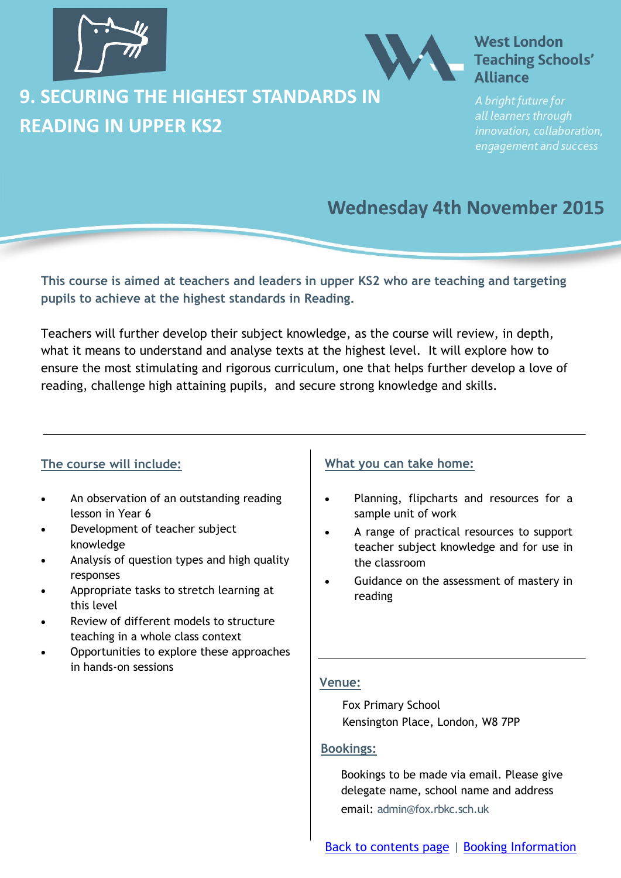# 9. SECURING THE HIGHEST STANDARDS IN READING IN UPPER KS2

**West London Teaching Schools' Alliance**

*A bright future for all learners through innovation, collaboration, engagement and success*

## Wednesday 4th November 2015

**This course is aimed at teachers and leaders in upper KS2 who are teaching and targeting pupils to achieve at the highest standards in Reading.**

Teachers will further develop their subject knowledge, as the course will review, in depth, what it means to understand and analyse texts at the highest level. It will explore how to ensure the most stimulating and rigorous curriculum, one that helps further develop a love of reading, challenge high attaining pupils, and secure strong knowledge and skills.

### The course will include:

- An observation of an outstanding reading lesson in Year 6
- Development of teacher subject knowledge
- Analysis of question types and high quality responses
- Appropriate tasks to stretch learning at this level
- Review of different models to structure teaching in a whole class context
- Opportunities to explore these approaches in hands-on sessions

### What you can take home:

- Planning, flipcharts and resources for a sample unit of work
- A range of practical resources to support teacher subject knowledge and for use in the classroom
- Guidance on the assessment of mastery in reading

### Venue:

Fox Primary School
Kensington Place, London, W8 7PP

### Bookings:

Bookings to be made via email. Please give delegate name, school name and address
email: admin@fox.rbkc.sch.uk

Back to contents page | Booking Information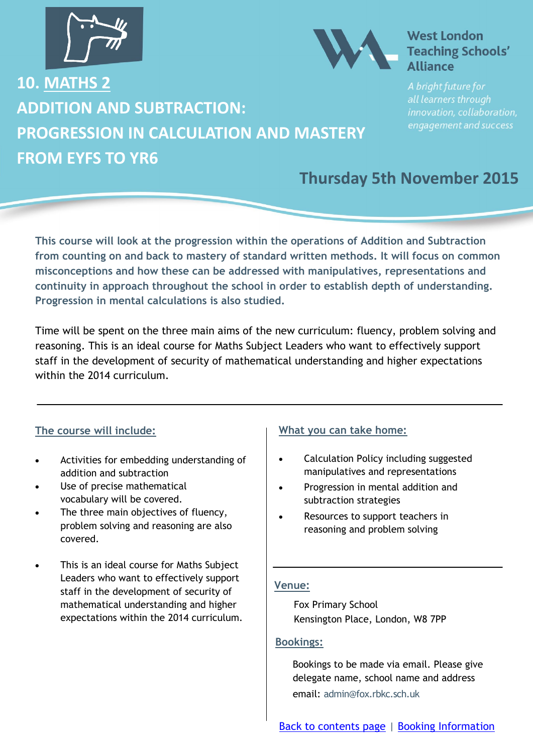West London Teaching Schools' Alliance

*A bright future for all learners through innovation, collaboration, engagement and success*

# 10. MATHS 2
# ADDITION AND SUBTRACTION: PROGRESSION IN CALCULATION AND MASTERY FROM EYFS TO YR6

## Thursday 5th November 2015

**This course will look at the progression within the operations of Addition and Subtraction from counting on and back to mastery of standard written methods. It will focus on common misconceptions and how these can be addressed with manipulatives, representations and continuity in approach throughout the school in order to establish depth of understanding. Progression in mental calculations is also studied.**

Time will be spent on the three main aims of the new curriculum: fluency, problem solving and reasoning. This is an ideal course for Maths Subject Leaders who want to effectively support staff in the development of security of mathematical understanding and higher expectations within the 2014 curriculum.

---

### The course will include:

- Activities for embedding understanding of addition and subtraction
- Use of precise mathematical vocabulary will be covered.
- The three main objectives of fluency, problem solving and reasoning are also covered.
- This is an ideal course for Maths Subject Leaders who want to effectively support staff in the development of security of mathematical understanding and higher expectations within the 2014 curriculum.

### What you can take home:

- Calculation Policy including suggested manipulatives and representations
- Progression in mental addition and subtraction strategies
- Resources to support teachers in reasoning and problem solving

### Venue:

Fox Primary School
Kensington Place, London, W8 7PP

### Bookings:

Bookings to be made via email. Please give delegate name, school name and address
email: admin@fox.rbkc.sch.uk

Back to contents page | Booking Information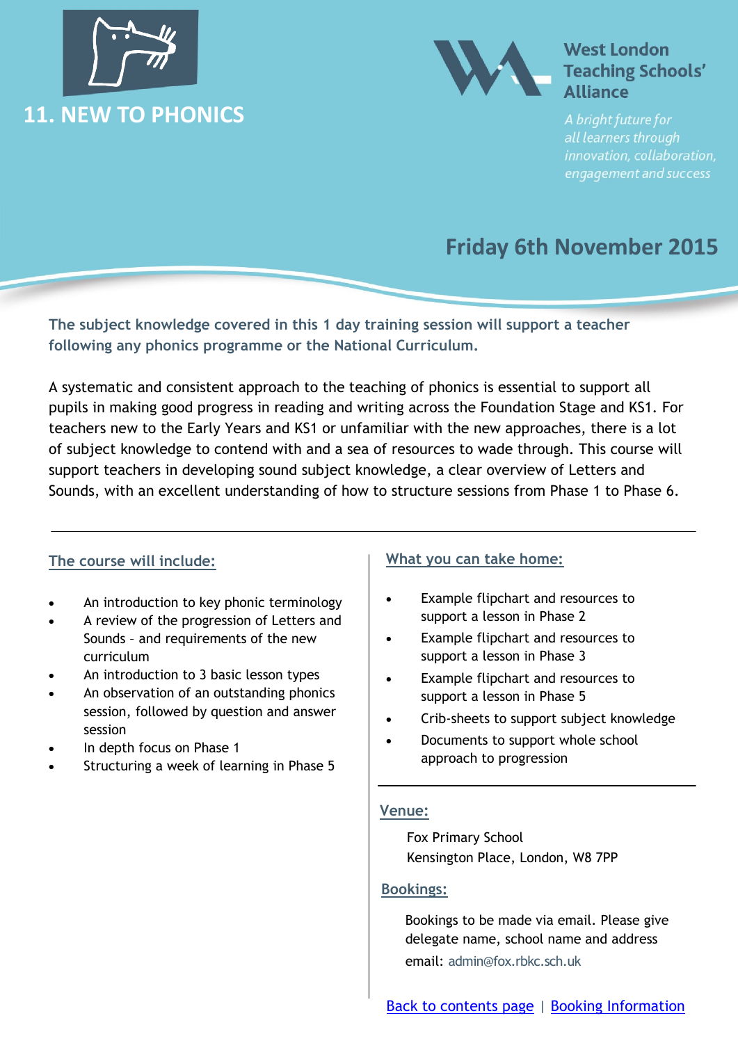# 11. NEW TO PHONICS

**West London Teaching Schools' Alliance**

*A bright future for all learners through innovation, collaboration, engagement and success*

## Friday 6th November 2015

**The subject knowledge covered in this 1 day training session will support a teacher following any phonics programme or the National Curriculum.**

A systematic and consistent approach to the teaching of phonics is essential to support all pupils in making good progress in reading and writing across the Foundation Stage and KS1. For teachers new to the Early Years and KS1 or unfamiliar with the new approaches, there is a lot of subject knowledge to contend with and a sea of resources to wade through. This course will support teachers in developing sound subject knowledge, a clear overview of Letters and Sounds, with an excellent understanding of how to structure sessions from Phase 1 to Phase 6.

### The course will include:

- An introduction to key phonic terminology
- A review of the progression of Letters and Sounds – and requirements of the new curriculum
- An introduction to 3 basic lesson types
- An observation of an outstanding phonics session, followed by question and answer session
- In depth focus on Phase 1
- Structuring a week of learning in Phase 5

### What you can take home:

- Example flipchart and resources to support a lesson in Phase 2
- Example flipchart and resources to support a lesson in Phase 3
- Example flipchart and resources to support a lesson in Phase 5
- Crib-sheets to support subject knowledge
- Documents to support whole school approach to progression

### Venue:

Fox Primary School
Kensington Place, London, W8 7PP

### Bookings:

Bookings to be made via email. Please give delegate name, school name and address
email: admin@fox.rbkc.sch.uk

Back to contents page | Booking Information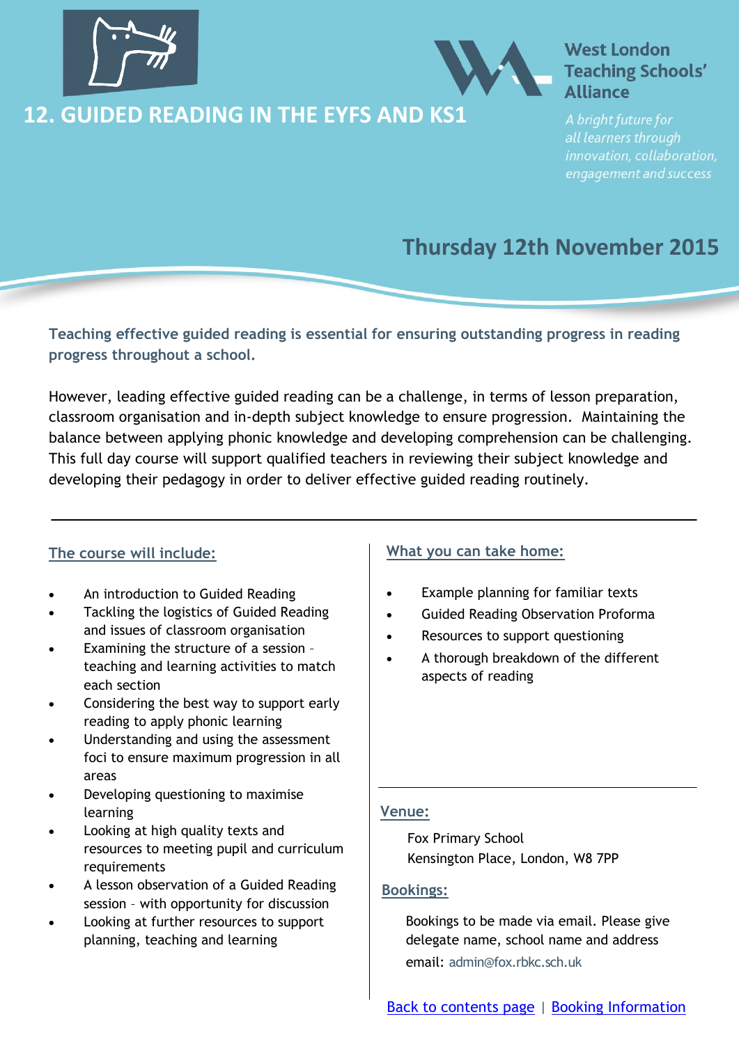# 12. GUIDED READING IN THE EYFS AND KS1

West London Teaching Schools' Alliance

*A bright future for all learners through innovation, collaboration, engagement and success*

## Thursday 12th November 2015

**Teaching effective guided reading is essential for ensuring outstanding progress in reading progress throughout a school.**

However, leading effective guided reading can be a challenge, in terms of lesson preparation, classroom organisation and in-depth subject knowledge to ensure progression. Maintaining the balance between applying phonic knowledge and developing comprehension can be challenging. This full day course will support qualified teachers in reviewing their subject knowledge and developing their pedagogy in order to deliver effective guided reading routinely.

### The course will include:

- An introduction to Guided Reading
- Tackling the logistics of Guided Reading and issues of classroom organisation
- Examining the structure of a session – teaching and learning activities to match each section
- Considering the best way to support early reading to apply phonic learning
- Understanding and using the assessment foci to ensure maximum progression in all areas
- Developing questioning to maximise learning
- Looking at high quality texts and resources to meeting pupil and curriculum requirements
- A lesson observation of a Guided Reading session – with opportunity for discussion
- Looking at further resources to support planning, teaching and learning

### What you can take home:

- Example planning for familiar texts
- Guided Reading Observation Proforma
- Resources to support questioning
- A thorough breakdown of the different aspects of reading

### Venue:

Fox Primary School
Kensington Place, London, W8 7PP

### Bookings:

Bookings to be made via email. Please give delegate name, school name and address
email: admin@fox.rbkc.sch.uk

Back to contents page | Booking Information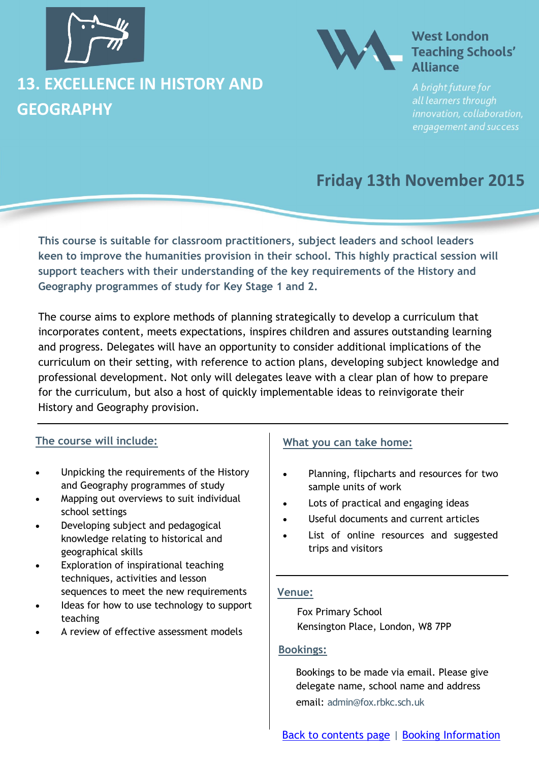# 13. EXCELLENCE IN HISTORY AND GEOGRAPHY

**West London Teaching Schools' Alliance**

*A bright future for all learners through innovation, collaboration, engagement and success*

## Friday 13th November 2015

**This course is suitable for classroom practitioners, subject leaders and school leaders keen to improve the humanities provision in their school. This highly practical session will support teachers with their understanding of the key requirements of the History and Geography programmes of study for Key Stage 1 and 2.**

The course aims to explore methods of planning strategically to develop a curriculum that incorporates content, meets expectations, inspires children and assures outstanding learning and progress. Delegates will have an opportunity to consider additional implications of the curriculum on their setting, with reference to action plans, developing subject knowledge and professional development. Not only will delegates leave with a clear plan of how to prepare for the curriculum, but also a host of quickly implementable ideas to reinvigorate their History and Geography provision.

### The course will include:

- Unpicking the requirements of the History and Geography programmes of study
- Mapping out overviews to suit individual school settings
- Developing subject and pedagogical knowledge relating to historical and geographical skills
- Exploration of inspirational teaching techniques, activities and lesson sequences to meet the new requirements
- Ideas for how to use technology to support teaching
- A review of effective assessment models

### What you can take home:

- Planning, flipcharts and resources for two sample units of work
- Lots of practical and engaging ideas
- Useful documents and current articles
- List of online resources and suggested trips and visitors

### Venue:

Fox Primary School
Kensington Place, London, W8 7PP

### Bookings:

Bookings to be made via email. Please give delegate name, school name and address
email: admin@fox.rbkc.sch.uk

Back to contents page | Booking Information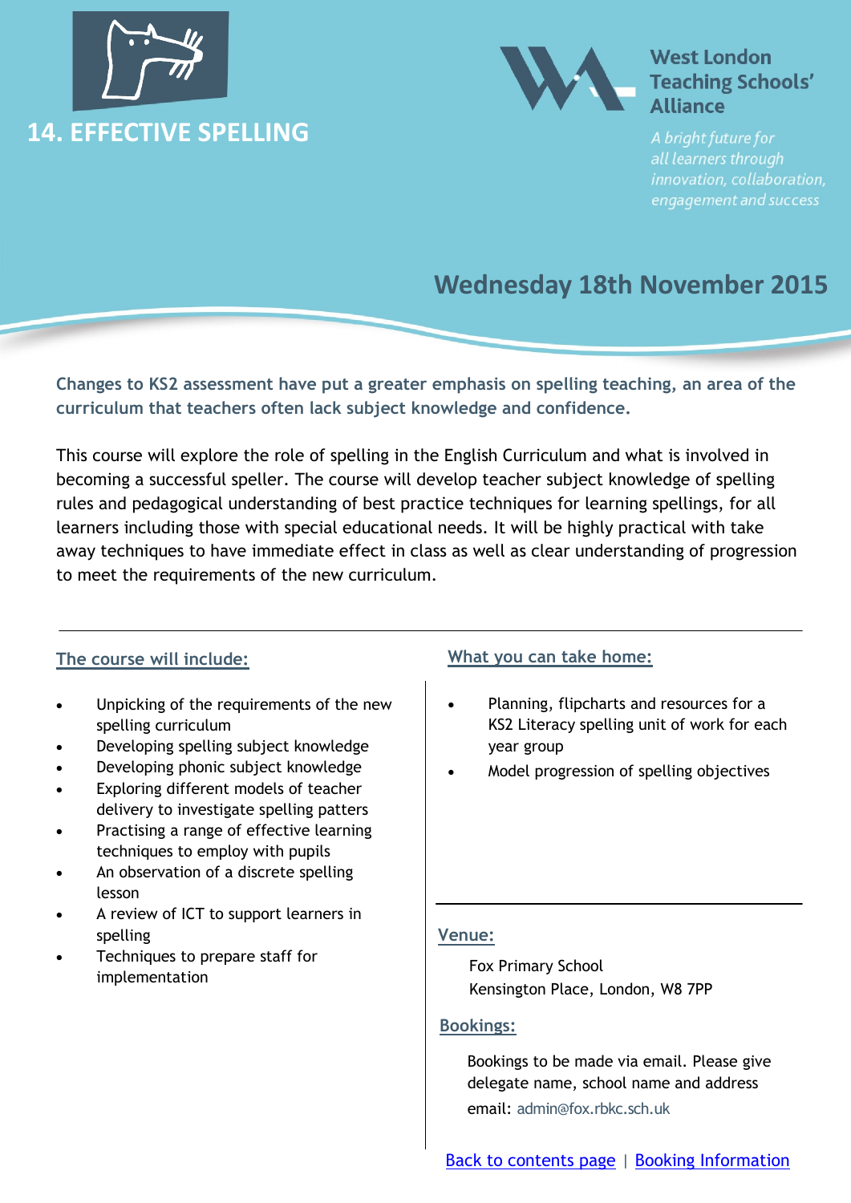# 14. EFFECTIVE SPELLING

West London Teaching Schools' Alliance

*A bright future for all learners through innovation, collaboration, engagement and success*

## Wednesday 18th November 2015

**Changes to KS2 assessment have put a greater emphasis on spelling teaching, an area of the curriculum that teachers often lack subject knowledge and confidence.**

This course will explore the role of spelling in the English Curriculum and what is involved in becoming a successful speller. The course will develop teacher subject knowledge of spelling rules and pedagogical understanding of best practice techniques for learning spellings, for all learners including those with special educational needs. It will be highly practical with take away techniques to have immediate effect in class as well as clear understanding of progression to meet the requirements of the new curriculum.

### The course will include:

- Unpicking of the requirements of the new spelling curriculum
- Developing spelling subject knowledge
- Developing phonic subject knowledge
- Exploring different models of teacher delivery to investigate spelling patters
- Practising a range of effective learning techniques to employ with pupils
- An observation of a discrete spelling lesson
- A review of ICT to support learners in spelling
- Techniques to prepare staff for implementation

### What you can take home:

- Planning, flipcharts and resources for a KS2 Literacy spelling unit of work for each year group
- Model progression of spelling objectives

### Venue:

Fox Primary School
Kensington Place, London, W8 7PP

### Bookings:

Bookings to be made via email. Please give delegate name, school name and address
email: admin@fox.rbkc.sch.uk

Back to contents page | Booking Information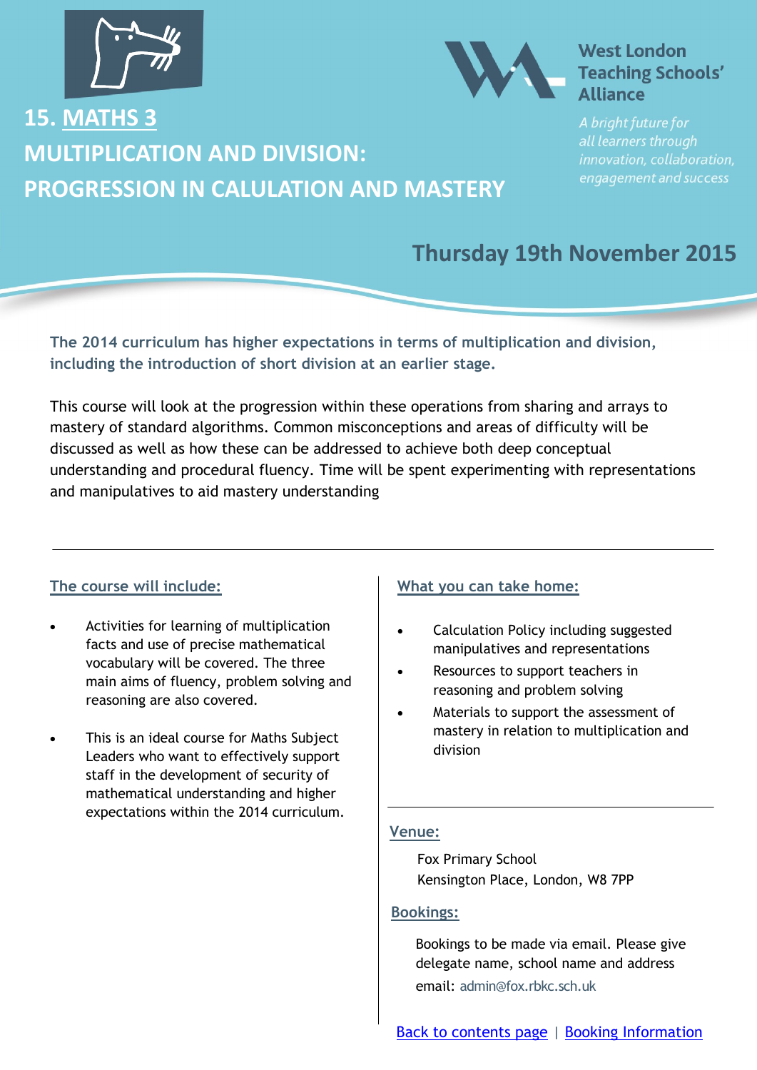West London Teaching Schools' Alliance

*A bright future for all learners through innovation, collaboration, engagement and success*

# 15. MATHS 3
# MULTIPLICATION AND DIVISION: PROGRESSION IN CALULATION AND MASTERY

## Thursday 19th November 2015

**The 2014 curriculum has higher expectations in terms of multiplication and division, including the introduction of short division at an earlier stage.**

This course will look at the progression within these operations from sharing and arrays to mastery of standard algorithms. Common misconceptions and areas of difficulty will be discussed as well as how these can be addressed to achieve both deep conceptual understanding and procedural fluency. Time will be spent experimenting with representations and manipulatives to aid mastery understanding

### The course will include:

- Activities for learning of multiplication facts and use of precise mathematical vocabulary will be covered. The three main aims of fluency, problem solving and reasoning are also covered.
- This is an ideal course for Maths Subject Leaders who want to effectively support staff in the development of security of mathematical understanding and higher expectations within the 2014 curriculum.

### What you can take home:

- Calculation Policy including suggested manipulatives and representations
- Resources to support teachers in reasoning and problem solving
- Materials to support the assessment of mastery in relation to multiplication and division

### Venue:

Fox Primary School
Kensington Place, London, W8 7PP

### Bookings:

Bookings to be made via email. Please give delegate name, school name and address
email: admin@fox.rbkc.sch.uk

Back to contents page | Booking Information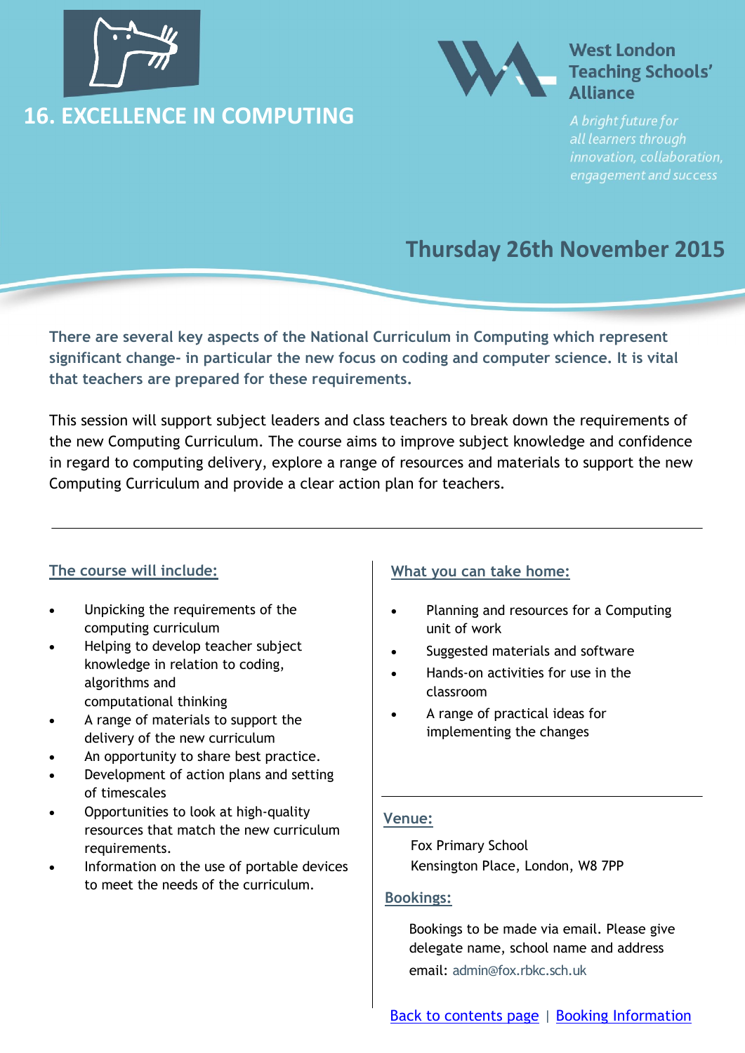# 16. EXCELLENCE IN COMPUTING

**West London Teaching Schools' Alliance**

*A bright future for all learners through innovation, collaboration, engagement and success*

## Thursday 26th November 2015

**There are several key aspects of the National Curriculum in Computing which represent significant change- in particular the new focus on coding and computer science. It is vital that teachers are prepared for these requirements.**

This session will support subject leaders and class teachers to break down the requirements of the new Computing Curriculum. The course aims to improve subject knowledge and confidence in regard to computing delivery, explore a range of resources and materials to support the new Computing Curriculum and provide a clear action plan for teachers.

---

### The course will include:

- Unpicking the requirements of the computing curriculum
- Helping to develop teacher subject knowledge in relation to coding, algorithms and computational thinking
- A range of materials to support the delivery of the new curriculum
- An opportunity to share best practice.
- Development of action plans and setting of timescales
- Opportunities to look at high-quality resources that match the new curriculum requirements.
- Information on the use of portable devices to meet the needs of the curriculum.

### What you can take home:

- Planning and resources for a Computing unit of work
- Suggested materials and software
- Hands-on activities for use in the classroom
- A range of practical ideas for implementing the changes

### Venue:

Fox Primary School
Kensington Place, London, W8 7PP

### Bookings:

Bookings to be made via email. Please give delegate name, school name and address
email: admin@fox.rbkc.sch.uk

Back to contents page | Booking Information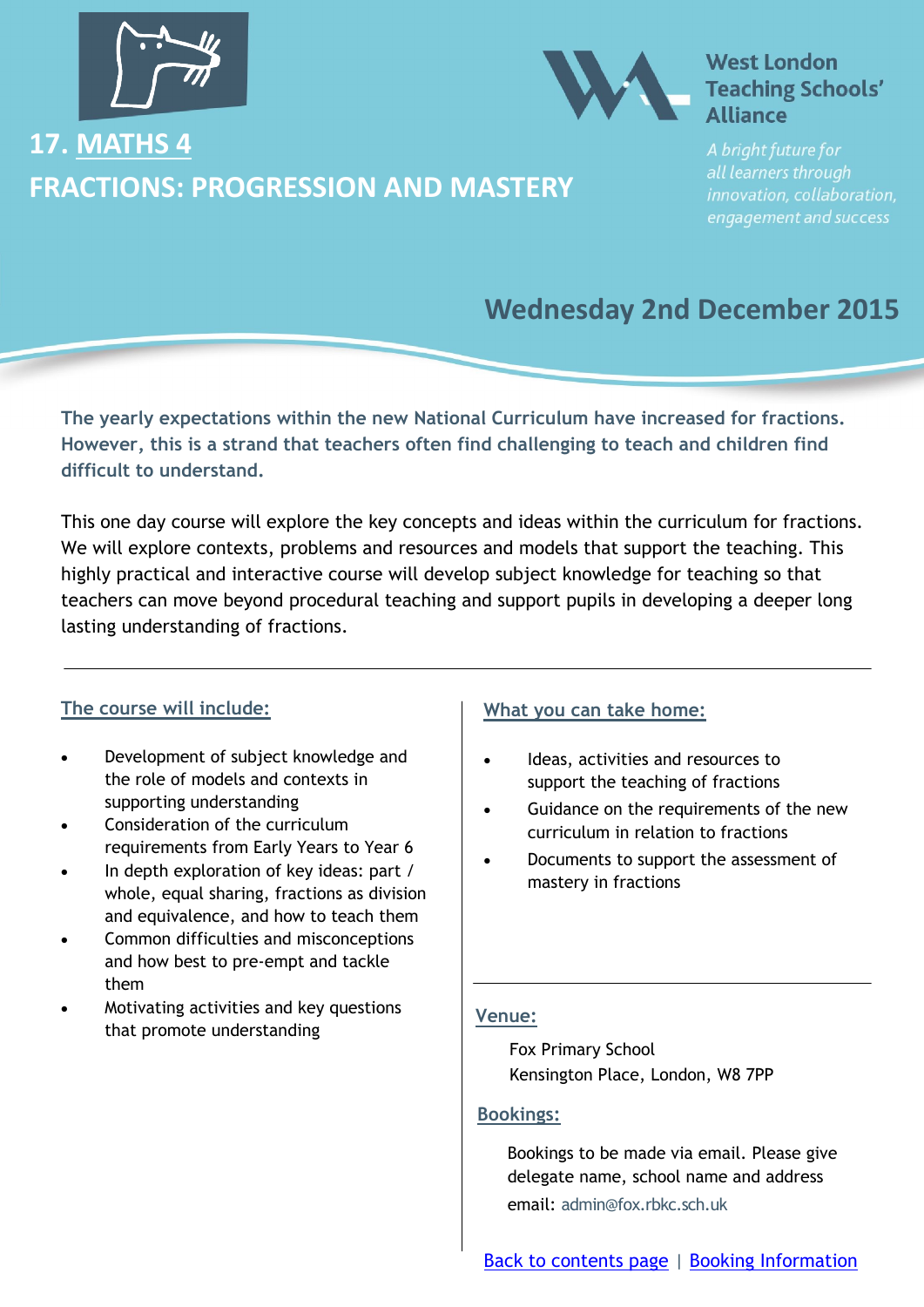# 17. MATHS 4

# FRACTIONS: PROGRESSION AND MASTERY

**West London Teaching Schools' Alliance**

*A bright future for all learners through innovation, collaboration, engagement and success*

## Wednesday 2nd December 2015

**The yearly expectations within the new National Curriculum have increased for fractions. However, this is a strand that teachers often find challenging to teach and children find difficult to understand.**

This one day course will explore the key concepts and ideas within the curriculum for fractions. We will explore contexts, problems and resources and models that support the teaching. This highly practical and interactive course will develop subject knowledge for teaching so that teachers can move beyond procedural teaching and support pupils in developing a deeper long lasting understanding of fractions.

### The course will include:

- Development of subject knowledge and the role of models and contexts in supporting understanding
- Consideration of the curriculum requirements from Early Years to Year 6
- In depth exploration of key ideas: part / whole, equal sharing, fractions as division and equivalence, and how to teach them
- Common difficulties and misconceptions and how best to pre-empt and tackle them
- Motivating activities and key questions that promote understanding

### What you can take home:

- Ideas, activities and resources to support the teaching of fractions
- Guidance on the requirements of the new curriculum in relation to fractions
- Documents to support the assessment of mastery in fractions

### Venue:

Fox Primary School
Kensington Place, London, W8 7PP

### Bookings:

Bookings to be made via email. Please give delegate name, school name and address

email: admin@fox.rbkc.sch.uk

Back to contents page | Booking Information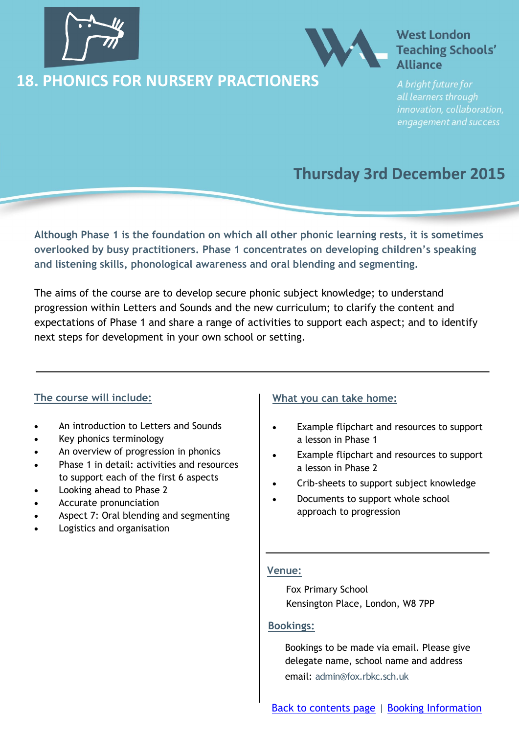# 18. PHONICS FOR NURSERY PRACTIONERS

**West London Teaching Schools' Alliance**

*A bright future for all learners through innovation, collaboration, engagement and success*

## Thursday 3rd December 2015

**Although Phase 1 is the foundation on which all other phonic learning rests, it is sometimes overlooked by busy practitioners. Phase 1 concentrates on developing children's speaking and listening skills, phonological awareness and oral blending and segmenting.**

The aims of the course are to develop secure phonic subject knowledge; to understand progression within Letters and Sounds and the new curriculum; to clarify the content and expectations of Phase 1 and share a range of activities to support each aspect; and to identify next steps for development in your own school or setting.

### The course will include:

- An introduction to Letters and Sounds
- Key phonics terminology
- An overview of progression in phonics
- Phase 1 in detail: activities and resources to support each of the first 6 aspects
- Looking ahead to Phase 2
- Accurate pronunciation
- Aspect 7: Oral blending and segmenting
- Logistics and organisation

### What you can take home:

- Example flipchart and resources to support a lesson in Phase 1
- Example flipchart and resources to support a lesson in Phase 2
- Crib-sheets to support subject knowledge
- Documents to support whole school approach to progression

### Venue:

Fox Primary School
Kensington Place, London, W8 7PP

### Bookings:

Bookings to be made via email. Please give delegate name, school name and address
email: admin@fox.rbkc.sch.uk

Back to contents page | Booking Information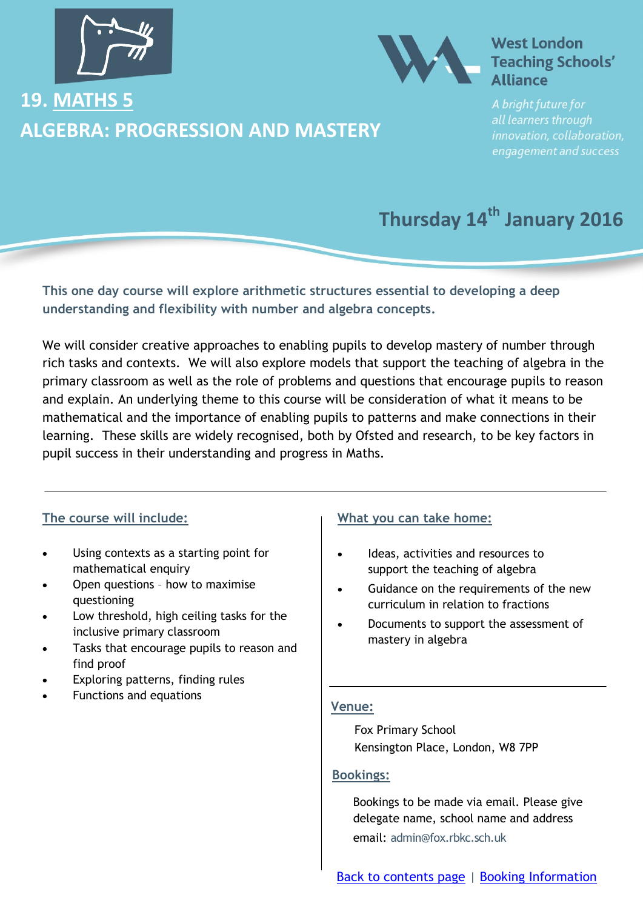# 19. MATHS 5

# ALGEBRA: PROGRESSION AND MASTERY

West London Teaching Schools' Alliance

*A bright future for all learners through innovation, collaboration, engagement and success*

## Thursday 14th January 2016

**This one day course will explore arithmetic structures essential to developing a deep understanding and flexibility with number and algebra concepts.**

We will consider creative approaches to enabling pupils to develop mastery of number through rich tasks and contexts. We will also explore models that support the teaching of algebra in the primary classroom as well as the role of problems and questions that encourage pupils to reason and explain. An underlying theme to this course will be consideration of what it means to be mathematical and the importance of enabling pupils to patterns and make connections in their learning. These skills are widely recognised, both by Ofsted and research, to be key factors in pupil success in their understanding and progress in Maths.

### The course will include:

- Using contexts as a starting point for mathematical enquiry
- Open questions – how to maximise questioning
- Low threshold, high ceiling tasks for the inclusive primary classroom
- Tasks that encourage pupils to reason and find proof
- Exploring patterns, finding rules
- Functions and equations

### What you can take home:

- Ideas, activities and resources to support the teaching of algebra
- Guidance on the requirements of the new curriculum in relation to fractions
- Documents to support the assessment of mastery in algebra

### Venue:

Fox Primary School
Kensington Place, London, W8 7PP

### Bookings:

Bookings to be made via email. Please give delegate name, school name and address

email: admin@fox.rbkc.sch.uk

Back to contents page | Booking Information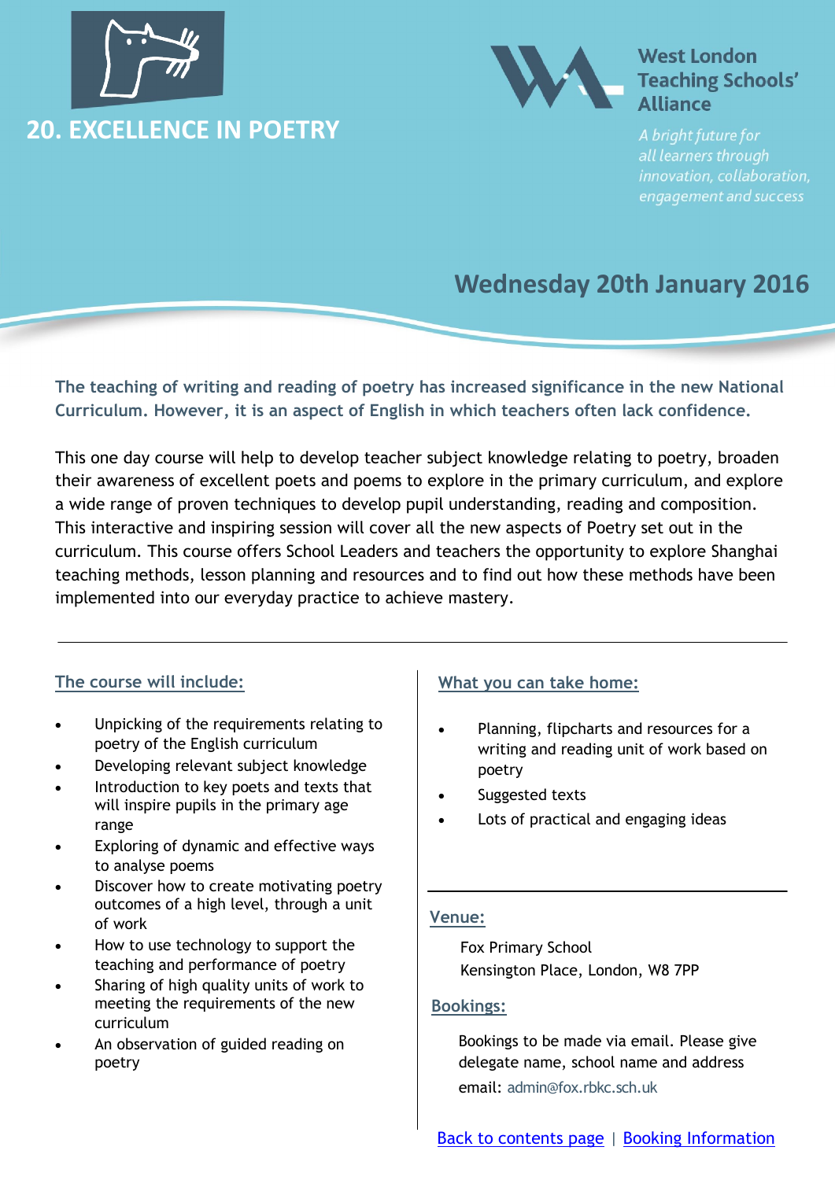# 20. EXCELLENCE IN POETRY

West London Teaching Schools' Alliance

*A bright future for all learners through innovation, collaboration, engagement and success*

## Wednesday 20th January 2016

**The teaching of writing and reading of poetry has increased significance in the new National Curriculum. However, it is an aspect of English in which teachers often lack confidence.**

This one day course will help to develop teacher subject knowledge relating to poetry, broaden their awareness of excellent poets and poems to explore in the primary curriculum, and explore a wide range of proven techniques to develop pupil understanding, reading and composition. This interactive and inspiring session will cover all the new aspects of Poetry set out in the curriculum. This course offers School Leaders and teachers the opportunity to explore Shanghai teaching methods, lesson planning and resources and to find out how these methods have been implemented into our everyday practice to achieve mastery.

---

### The course will include:

- Unpicking of the requirements relating to poetry of the English curriculum
- Developing relevant subject knowledge
- Introduction to key poets and texts that will inspire pupils in the primary age range
- Exploring of dynamic and effective ways to analyse poems
- Discover how to create motivating poetry outcomes of a high level, through a unit of work
- How to use technology to support the teaching and performance of poetry
- Sharing of high quality units of work to meeting the requirements of the new curriculum
- An observation of guided reading on poetry

### What you can take home:

- Planning, flipcharts and resources for a writing and reading unit of work based on poetry
- Suggested texts
- Lots of practical and engaging ideas

---

### Venue:

Fox Primary School
Kensington Place, London, W8 7PP

### Bookings:

Bookings to be made via email. Please give delegate name, school name and address

email: admin@fox.rbkc.sch.uk

Back to contents page | Booking Information